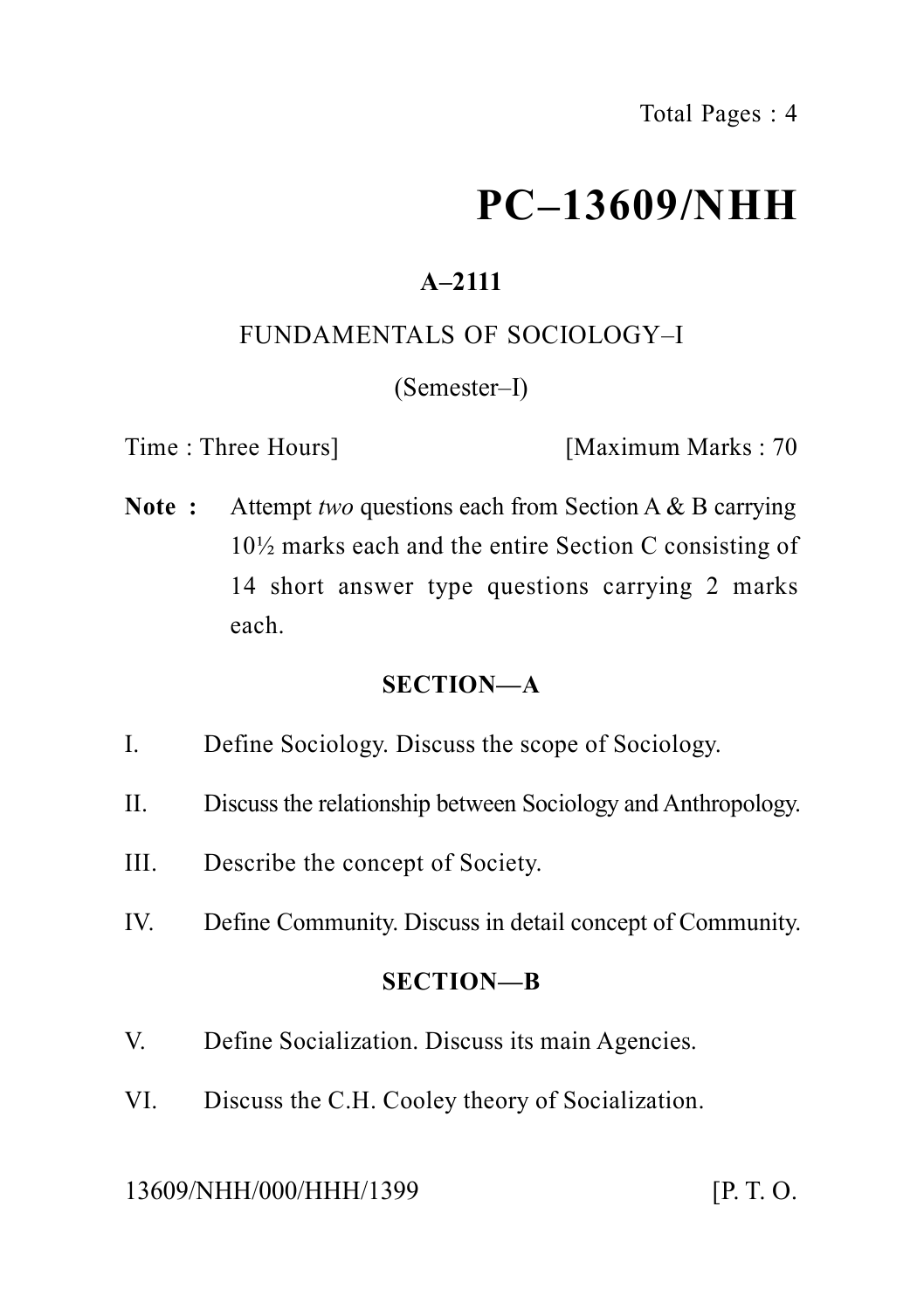Total Pages : 4

# PC–13609/NHH

**A–2111**

FUNDAMENTALS OF SOCIOLOGY–I

(Semester–I)

Time : Three Hours] [Maximum Marks : 70

**Note :** Attempt *two* questions each from Section A & B carrying 10½ marks each and the entire Section C consisting of 14 short answer type questions carrying 2 marks each.

## SECTION—A

I. Define Sociology. Discuss the scope of Sociology.

II. Discuss the relationship between Sociology and Anthropology.

III. Describe the concept of Society.

IV. Define Community. Discuss in detail concept of Community.

## SECTION—B

V. Define Socialization. Discuss its main Agencies.

VI. Discuss the C.H. Cooley theory of Socialization.

13609/NHH/000/HHH/1399 [P. T. O.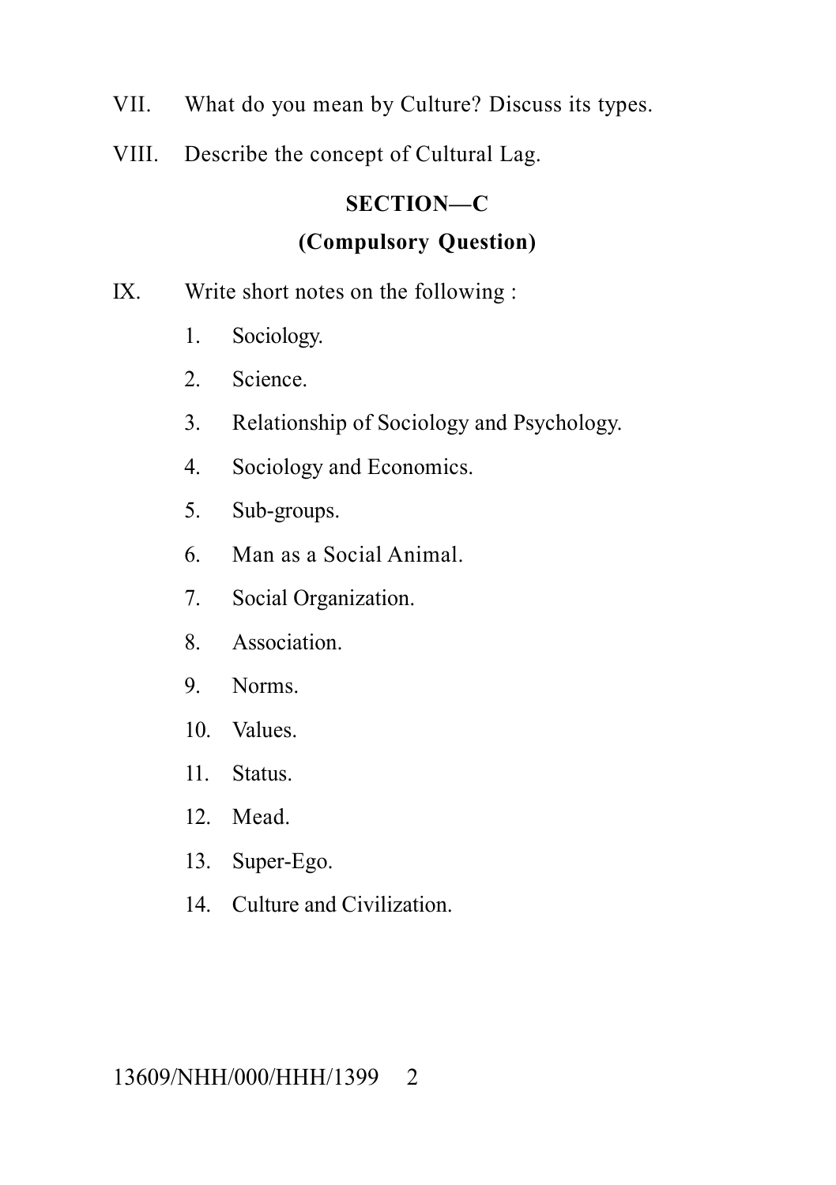VII. What do you mean by Culture? Discuss its types.

VIII. Describe the concept of Cultural Lag.

## SECTION—C

### (Compulsory Question)

IX. Write short notes on the following :

1. Sociology.
2. Science.
3. Relationship of Sociology and Psychology.
4. Sociology and Economics.
5. Sub-groups.
6. Man as a Social Animal.
7. Social Organization.
8. Association.
9. Norms.
10. Values.
11. Status.
12. Mead.
13. Super-Ego.
14. Culture and Civilization.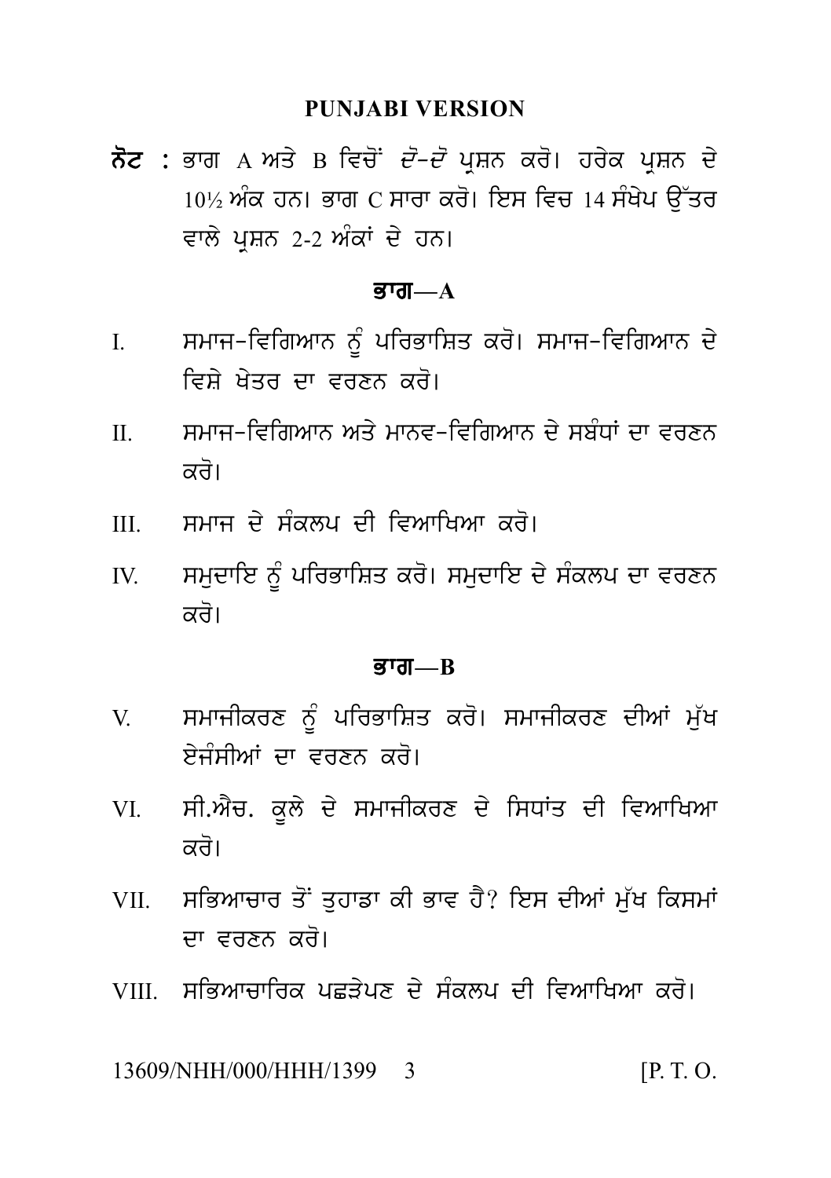## PUNJABI VERSION

**ਨੋਟ :** ਭਾਗ A ਅਤੇ B ਵਿਚੋਂ *ਦੋ-ਦੋ* ਪ੍ਰਸ਼ਨ ਕਰੋ। ਹਰੇਕ ਪ੍ਰਸ਼ਨ ਦੇ 10½ ਅੰਕ ਹਨ। ਭਾਗ C ਸਾਰਾ ਕਰੋ। ਇਸ ਵਿਚ 14 ਸੰਖੇਪ ਉੱਤਰ ਵਾਲੇ ਪ੍ਰਸ਼ਨ 2-2 ਅੰਕਾਂ ਦੇ ਹਨ।

### ਭਾਗ—A

I. ਸਮਾਜ-ਵਿਗਿਆਨ ਨੂੰ ਪਰਿਭਾਸ਼ਿਤ ਕਰੋ। ਸਮਾਜ-ਵਿਗਿਆਨ ਦੇ ਵਿਸ਼ੇ ਖੇਤਰ ਦਾ ਵਰਣਨ ਕਰੋ।

II. ਸਮਾਜ-ਵਿਗਿਆਨ ਅਤੇ ਮਾਨਵ-ਵਿਗਿਆਨ ਦੇ ਸਬੰਧਾਂ ਦਾ ਵਰਣਨ ਕਰੋ।

III. ਸਮਾਜ ਦੇ ਸੰਕਲਪ ਦੀ ਵਿਆਖਿਆ ਕਰੋ।

IV. ਸਮੁਦਾਇ ਨੂੰ ਪਰਿਭਾਸ਼ਿਤ ਕਰੋ। ਸਮੁਦਾਇ ਦੇ ਸੰਕਲਪ ਦਾ ਵਰਣਨ ਕਰੋ।

### ਭਾਗ—B

V. ਸਮਾਜੀਕਰਣ ਨੂੰ ਪਰਿਭਾਸ਼ਿਤ ਕਰੋ। ਸਮਾਜੀਕਰਣ ਦੀਆਂ ਮੁੱਖ ਏਜੰਸੀਆਂ ਦਾ ਵਰਣਨ ਕਰੋ।

VI. ਸੀ.ਐਚ. ਕੂਲੇ ਦੇ ਸਮਾਜੀਕਰਣ ਦੇ ਸਿਧਾਂਤ ਦੀ ਵਿਆਖਿਆ ਕਰੋ।

VII. ਸਭਿਆਚਾਰ ਤੋਂ ਤੁਹਾਡਾ ਕੀ ਭਾਵ ਹੈ? ਇਸ ਦੀਆਂ ਮੁੱਖ ਕਿਸਮਾਂ ਦਾ ਵਰਣਨ ਕਰੋ।

VIII. ਸਭਿਆਚਾਰਿਕ ਪਛੜੇਪਣ ਦੇ ਸੰਕਲਪ ਦੀ ਵਿਆਖਿਆ ਕਰੋ।

13609/NHH/000/HHH/1399 [P. T. O.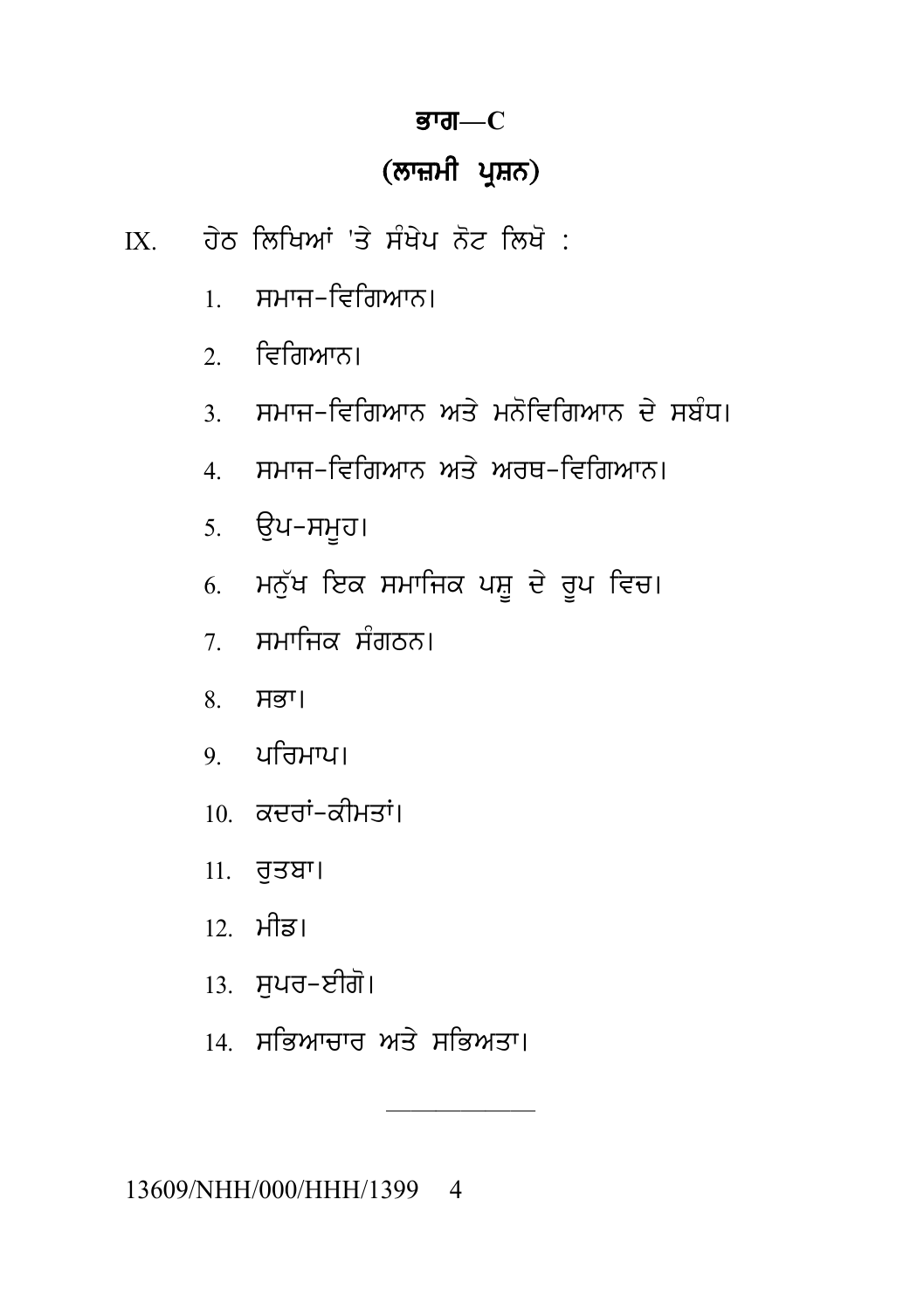## ਭਾਗ—C

### (ਲਾਜ਼ਮੀ ਪ੍ਰਸ਼ਨ)

IX. ਹੇਠ ਲਿਖਿਆਂ 'ਤੇ ਸੰਖੇਪ ਨੋਟ ਲਿਖੋ :

1. ਸਮਾਜ-ਵਿਗਿਆਨ।
2. ਵਿਗਿਆਨ।
3. ਸਮਾਜ-ਵਿਗਿਆਨ ਅਤੇ ਮਨੋਵਿਗਿਆਨ ਦੇ ਸਬੰਧ।
4. ਸਮਾਜ-ਵਿਗਿਆਨ ਅਤੇ ਅਰਥ-ਵਿਗਿਆਨ।
5. ਉਪ-ਸਮੂਹ।
6. ਮਨੁੱਖ ਇਕ ਸਮਾਜਿਕ ਪਸ਼ੂ ਦੇ ਰੂਪ ਵਿਚ।
7. ਸਮਾਜਿਕ ਸੰਗਠਨ।
8. ਸਭਾ।
9. ਪਰਿਮਾਪ।
10. ਕਦਰਾਂ-ਕੀਮਤਾਂ।
11. ਰੁਤਬਾ।
12. ਮੀਡ।
13. ਸੁਪਰ-ਈਗੋ।
14. ਸਭਿਆਚਾਰ ਅਤੇ ਸਭਿਅਤਾ।

---

13609/NHH/000/HHH/1399